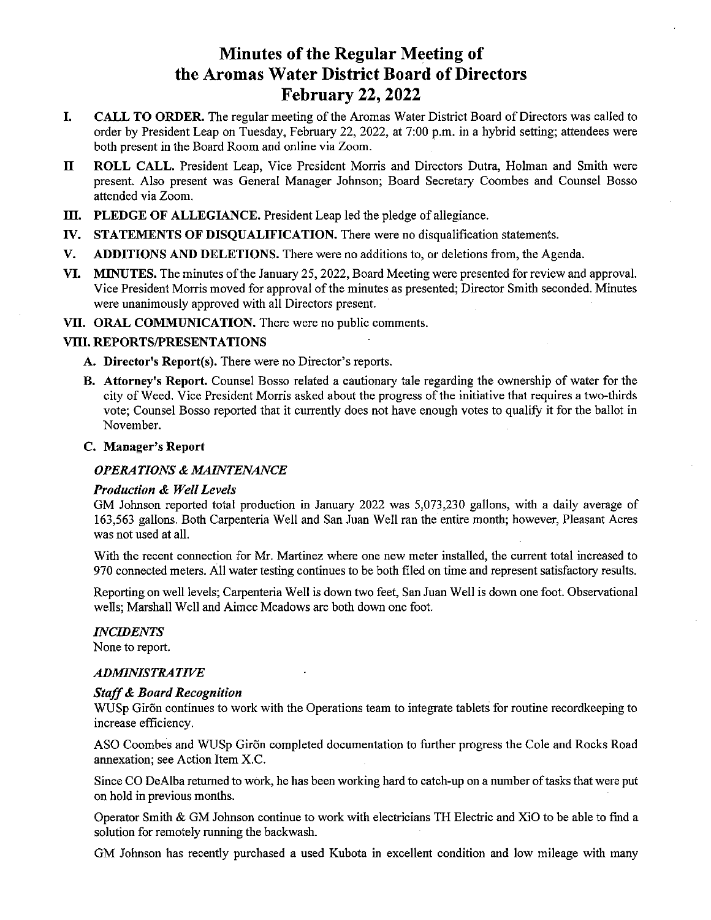# Minutes of the Regular Meeting of the Aromas Water District Board of Directors February 22, 2022

**I. CALL TO ORDER.** The regular meeting of the Aromas Water District Board of Directors was called to order by President Leap on Tuesday, February 22, 2022, at 7:00 p.m. in a hybrid setting; attendees were both present in the Board Room and online via Zoom.

**II ROLL CALL.** President Leap, Vice President Morris and Directors Dutra, Holman and Smith were present. Also present was General Manager Johnson; Board Secretary Coombes and Counsel Bosso attended via Zoom.

**III. PLEDGE OF ALLEGIANCE.** President Leap led the pledge of allegiance.

**IV. STATEMENTS OF DISQUALIFICATION.** There were no disqualification statements.

**V. ADDITIONS AND DELETIONS.** There were no additions to, or deletions from, the Agenda.

**VI. MINUTES.** The minutes of the January 25, 2022, Board Meeting were presented for review and approval. Vice President Morris moved for approval of the minutes as presented; Director Smith seconded. Minutes were unanimously approved with all Directors present.

**VII. ORAL COMMUNICATION.** There were no public comments.

**VIII. REPORTS/PRESENTATIONS**

**A. Director's Report(s).** There were no Director's reports.

**B. Attorney's Report.** Counsel Bosso related a cautionary tale regarding the ownership of water for the city of Weed. Vice President Morris asked about the progress of the initiative that requires a two-thirds vote; Counsel Bosso reported that it currently does not have enough votes to qualify it for the ballot in November.

**C. Manager's Report**

***OPERATIONS & MAINTENANCE***

***Production & Well Levels***

GM Johnson reported total production in January 2022 was 5,073,230 gallons, with a daily average of 163,563 gallons. Both Carpenteria Well and San Juan Well ran the entire month; however, Pleasant Acres was not used at all.

With the recent connection for Mr. Martinez where one new meter installed, the current total increased to 970 connected meters. All water testing continues to be both filed on time and represent satisfactory results.

Reporting on well levels; Carpenteria Well is down two feet, San Juan Well is down one foot. Observational wells; Marshall Well and Aimee Meadows are both down one foot.

***INCIDENTS***

None to report.

***ADMINISTRATIVE***

***Staff & Board Recognition***

WUSp Girõn continues to work with the Operations team to integrate tablets for routine recordkeeping to increase efficiency.

ASO Coombes and WUSp Girõn completed documentation to further progress the Cole and Rocks Road annexation; see Action Item X.C.

Since CO DeAlba returned to work, he has been working hard to catch-up on a number of tasks that were put on hold in previous months.

Operator Smith & GM Johnson continue to work with electricians TH Electric and XiO to be able to find a solution for remotely running the backwash.

GM Johnson has recently purchased a used Kubota in excellent condition and low mileage with many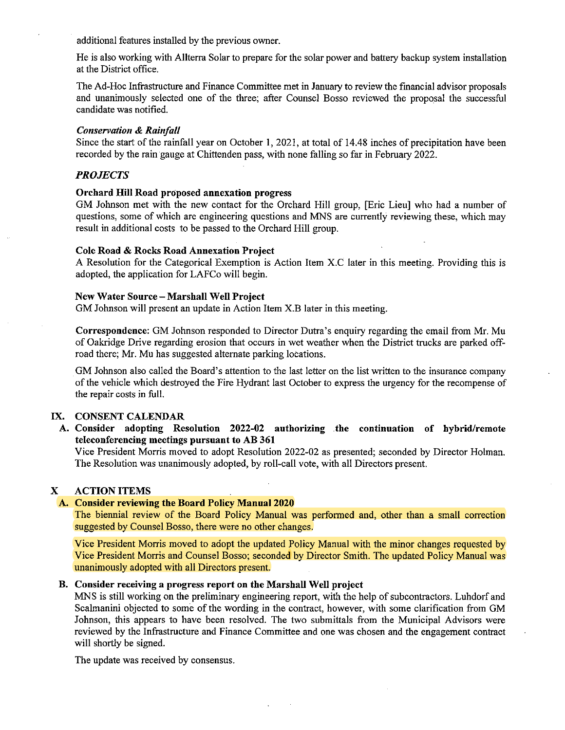additional features installed by the previous owner.

He is also working with Allterra Solar to prepare for the solar power and battery backup system installation at the District office.

The Ad-Hoc Infrastructure and Finance Committee met in January to review the financial advisor proposals and unanimously selected one of the three; after Counsel Bosso reviewed the proposal the successful candidate was notified.

***Conservation & Rainfall***

Since the start of the rainfall year on October 1, 2021, at total of 14.48 inches of precipitation have been recorded by the rain gauge at Chittenden pass, with none falling so far in February 2022.

***PROJECTS***

**Orchard Hill Road proposed annexation progress**

GM Johnson met with the new contact for the Orchard Hill group, [Eric Lieu] who had a number of questions, some of which are engineering questions and MNS are currently reviewing these, which may result in additional costs to be passed to the Orchard Hill group.

**Cole Road & Rocks Road Annexation Project**

A Resolution for the Categorical Exemption is Action Item X.C later in this meeting. Providing this is adopted, the application for LAFCo will begin.

**New Water Source – Marshall Well Project**

GM Johnson will present an update in Action Item X.B later in this meeting.

**Correspondence:** GM Johnson responded to Director Dutra's enquiry regarding the email from Mr. Mu of Oakridge Drive regarding erosion that occurs in wet weather when the District trucks are parked off-road there; Mr. Mu has suggested alternate parking locations.

GM Johnson also called the Board's attention to the last letter on the list written to the insurance company of the vehicle which destroyed the Fire Hydrant last October to express the urgency for the recompense of the repair costs in full.

## IX. CONSENT CALENDAR

**A. Consider adopting Resolution 2022-02 authorizing the continuation of hybrid/remote teleconferencing meetings pursuant to AB 361**

Vice President Morris moved to adopt Resolution 2022-02 as presented; seconded by Director Holman. The Resolution was unanimously adopted, by roll-call vote, with all Directors present.

## X ACTION ITEMS

**A. Consider reviewing the Board Policy Manual 2020**

The biennial review of the Board Policy Manual was performed and, other than a small correction suggested by Counsel Bosso, there were no other changes.

Vice President Morris moved to adopt the updated Policy Manual with the minor changes requested by Vice President Morris and Counsel Bosso; seconded by Director Smith. The updated Policy Manual was unanimously adopted with all Directors present.

**B. Consider receiving a progress report on the Marshall Well project**

MNS is still working on the preliminary engineering report, with the help of subcontractors. Luhdorf and Scalmanini objected to some of the wording in the contract, however, with some clarification from GM Johnson, this appears to have been resolved. The two submittals from the Municipal Advisors were reviewed by the Infrastructure and Finance Committee and one was chosen and the engagement contract will shortly be signed.

The update was received by consensus.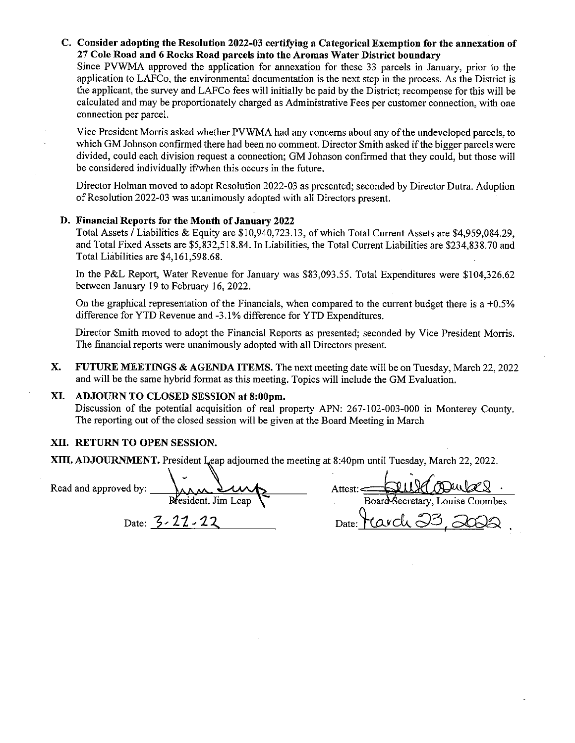**C. Consider adopting the Resolution 2022-03 certifying a Categorical Exemption for the annexation of 27 Cole Road and 6 Rocks Road parcels into the Aromas Water District boundary**

Since PVWMA approved the application for annexation for these 33 parcels in January, prior to the application to LAFCo, the environmental documentation is the next step in the process. As the District is the applicant, the survey and LAFCo fees will initially be paid by the District; recompense for this will be calculated and may be proportionately charged as Administrative Fees per customer connection, with one connection per parcel.

Vice President Morris asked whether PVWMA had any concerns about any of the undeveloped parcels, to which GM Johnson confirmed there had been no comment. Director Smith asked if the bigger parcels were divided, could each division request a connection; GM Johnson confirmed that they could, but those will be considered individually if/when this occurs in the future.

Director Holman moved to adopt Resolution 2022-03 as presented; seconded by Director Dutra. Adoption of Resolution 2022-03 was unanimously adopted with all Directors present.

**D. Financial Reports for the Month of January 2022**

Total Assets / Liabilities & Equity are $10,940,723.13, of which Total Current Assets are $4,959,084.29, and Total Fixed Assets are $5,832,518.84. In Liabilities, the Total Current Liabilities are $234,838.70 and Total Liabilities are $4,161,598.68.

In the P&L Report, Water Revenue for January was $83,093.55. Total Expenditures were $104,326.62 between January 19 to February 16, 2022.

On the graphical representation of the Financials, when compared to the current budget there is a +0.5% difference for YTD Revenue and -3.1% difference for YTD Expenditures.

Director Smith moved to adopt the Financial Reports as presented; seconded by Vice President Morris. The financial reports were unanimously adopted with all Directors present.

**X. FUTURE MEETINGS & AGENDA ITEMS.** The next meeting date will be on Tuesday, March 22, 2022 and will be the same hybrid format as this meeting. Topics will include the GM Evaluation.

**XI. ADJOURN TO CLOSED SESSION at 8:00pm.**

Discussion of the potential acquisition of real property APN: 267-102-003-000 in Monterey County. The reporting out of the closed session will be given at the Board Meeting in March

**XII. RETURN TO OPEN SESSION.**

**XIII. ADJOURNMENT.** President Leap adjourned the meeting at 8:40pm until Tuesday, March 22, 2022.

Read and approved by: _[signature]_
President, Jim Leap

Date: 3-22-22

Attest: _[signature]_
Board Secretary, Louise Coombes

Date: March 23, 2022.